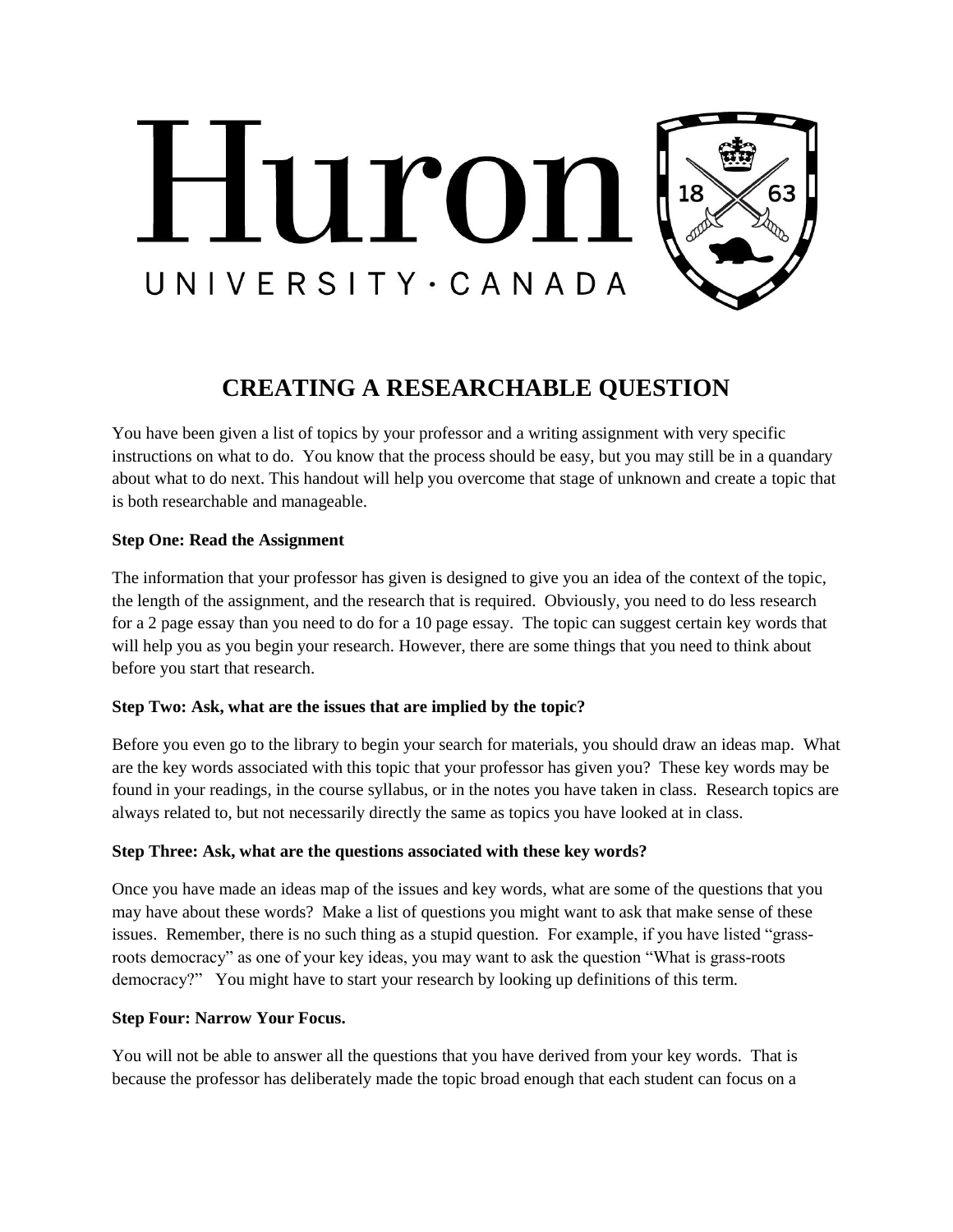Huron UNIVERSITY · CANADA

# CREATING A RESEARCHABLE QUESTION

You have been given a list of topics by your professor and a writing assignment with very specific instructions on what to do. You know that the process should be easy, but you may still be in a quandary about what to do next. This handout will help you overcome that stage of unknown and create a topic that is both researchable and manageable.

**Step One: Read the Assignment**

The information that your professor has given is designed to give you an idea of the context of the topic, the length of the assignment, and the research that is required. Obviously, you need to do less research for a 2 page essay than you need to do for a 10 page essay. The topic can suggest certain key words that will help you as you begin your research. However, there are some things that you need to think about before you start that research.

**Step Two: Ask, what are the issues that are implied by the topic?**

Before you even go to the library to begin your search for materials, you should draw an ideas map. What are the key words associated with this topic that your professor has given you? These key words may be found in your readings, in the course syllabus, or in the notes you have taken in class. Research topics are always related to, but not necessarily directly the same as topics you have looked at in class.

**Step Three: Ask, what are the questions associated with these key words?**

Once you have made an ideas map of the issues and key words, what are some of the questions that you may have about these words? Make a list of questions you might want to ask that make sense of these issues. Remember, there is no such thing as a stupid question. For example, if you have listed "grass-roots democracy" as one of your key ideas, you may want to ask the question "What is grass-roots democracy?" You might have to start your research by looking up definitions of this term.

**Step Four: Narrow Your Focus.**

You will not be able to answer all the questions that you have derived from your key words. That is because the professor has deliberately made the topic broad enough that each student can focus on a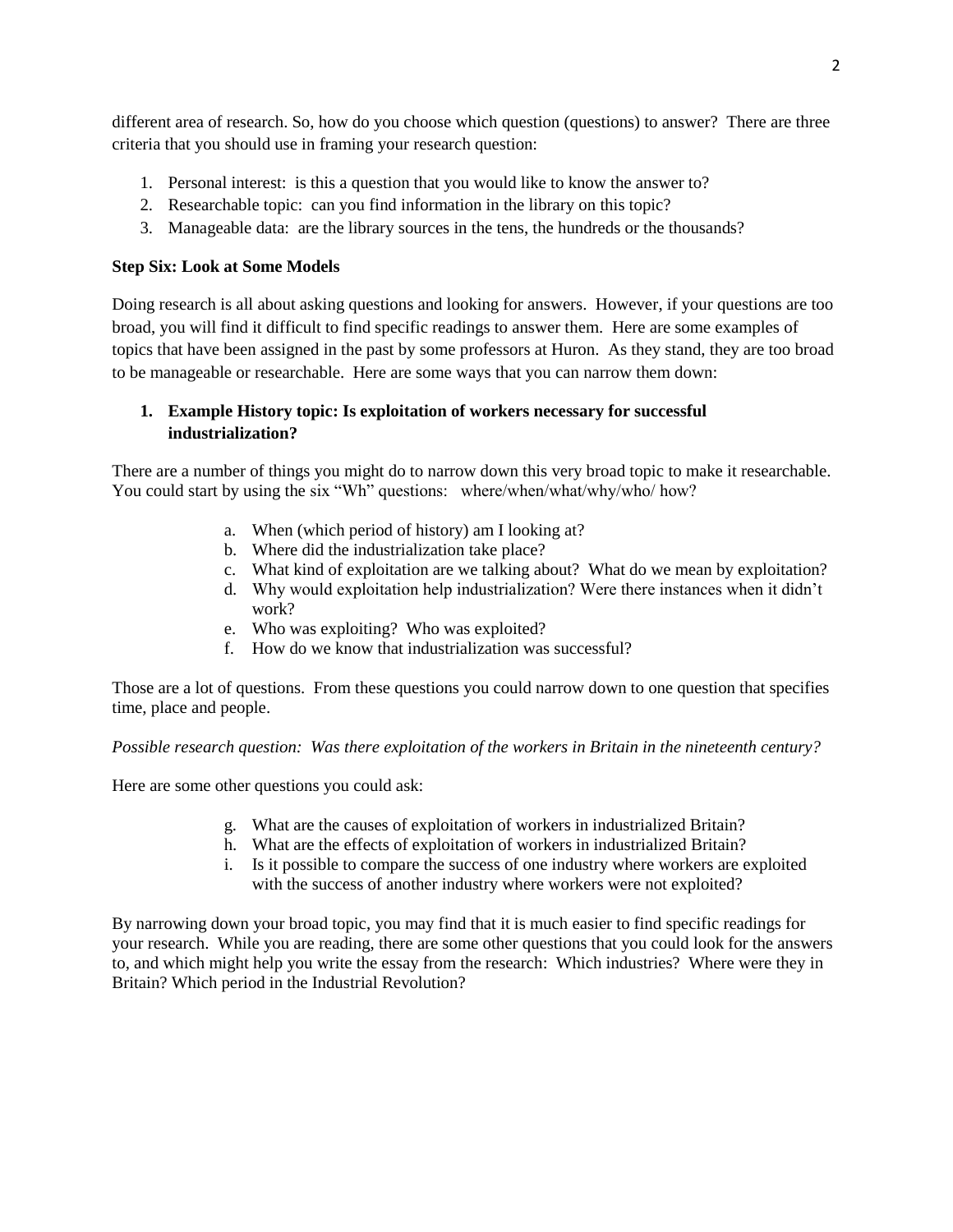different area of research. So, how do you choose which question (questions) to answer? There are three criteria that you should use in framing your research question:

1. Personal interest: is this a question that you would like to know the answer to?
2. Researchable topic: can you find information in the library on this topic?
3. Manageable data: are the library sources in the tens, the hundreds or the thousands?

**Step Six: Look at Some Models**

Doing research is all about asking questions and looking for answers. However, if your questions are too broad, you will find it difficult to find specific readings to answer them. Here are some examples of topics that have been assigned in the past by some professors at Huron. As they stand, they are too broad to be manageable or researchable. Here are some ways that you can narrow them down:

1. **Example History topic: Is exploitation of workers necessary for successful industrialization?**

There are a number of things you might do to narrow down this very broad topic to make it researchable. You could start by using the six "Wh" questions: where/when/what/why/who/ how?

a. When (which period of history) am I looking at?
b. Where did the industrialization take place?
c. What kind of exploitation are we talking about? What do we mean by exploitation?
d. Why would exploitation help industrialization? Were there instances when it didn't work?
e. Who was exploiting? Who was exploited?
f. How do we know that industrialization was successful?

Those are a lot of questions. From these questions you could narrow down to one question that specifies time, place and people.

*Possible research question: Was there exploitation of the workers in Britain in the nineteenth century?*

Here are some other questions you could ask:

g. What are the causes of exploitation of workers in industrialized Britain?
h. What are the effects of exploitation of workers in industrialized Britain?
i. Is it possible to compare the success of one industry where workers are exploited with the success of another industry where workers were not exploited?

By narrowing down your broad topic, you may find that it is much easier to find specific readings for your research. While you are reading, there are some other questions that you could look for the answers to, and which might help you write the essay from the research: Which industries? Where were they in Britain? Which period in the Industrial Revolution?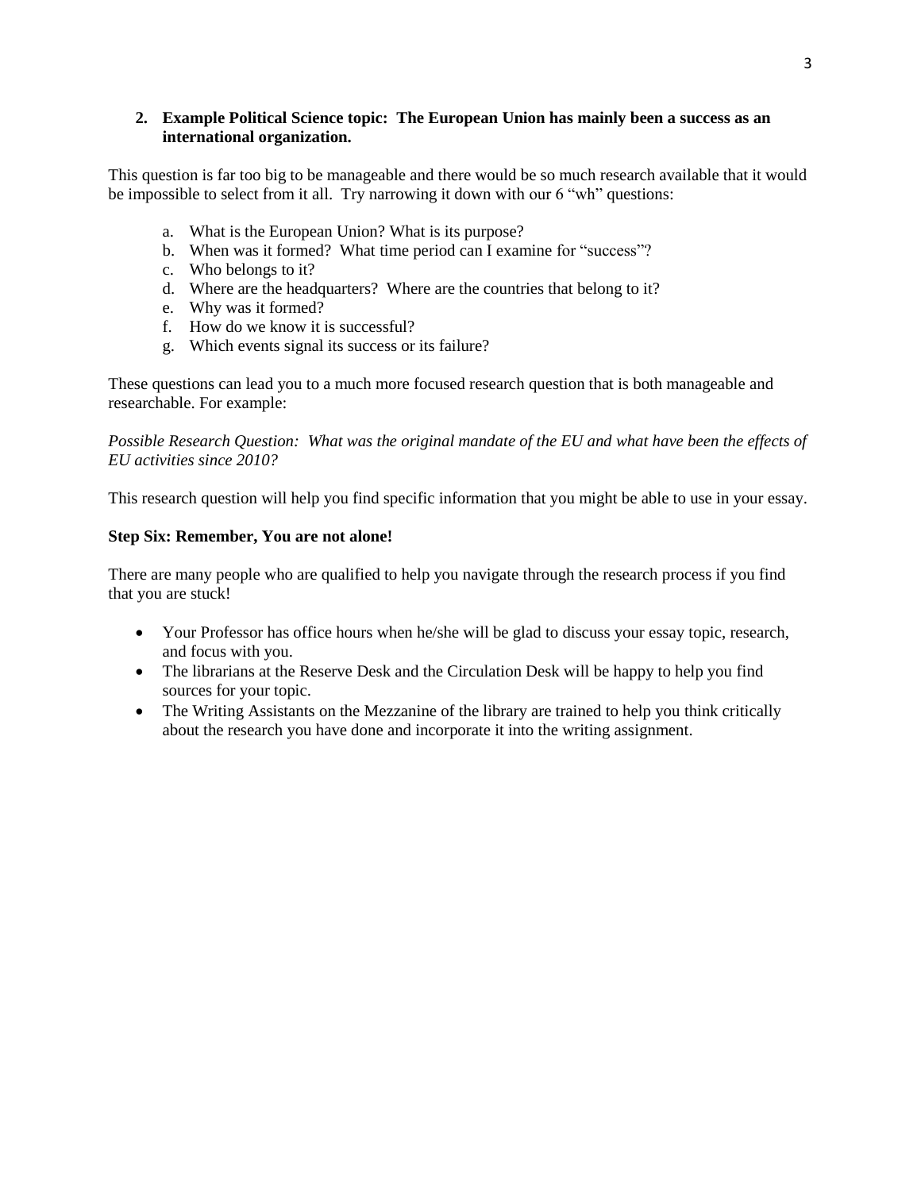**2. Example Political Science topic: The European Union has mainly been a success as an international organization.**

This question is far too big to be manageable and there would be so much research available that it would be impossible to select from it all. Try narrowing it down with our 6 "wh" questions:

a. What is the European Union? What is its purpose?
b. When was it formed? What time period can I examine for "success"?
c. Who belongs to it?
d. Where are the headquarters? Where are the countries that belong to it?
e. Why was it formed?
f. How do we know it is successful?
g. Which events signal its success or its failure?

These questions can lead you to a much more focused research question that is both manageable and researchable. For example:

*Possible Research Question: What was the original mandate of the EU and what have been the effects of EU activities since 2010?*

This research question will help you find specific information that you might be able to use in your essay.

**Step Six: Remember, You are not alone!**

There are many people who are qualified to help you navigate through the research process if you find that you are stuck!

- Your Professor has office hours when he/she will be glad to discuss your essay topic, research, and focus with you.
- The librarians at the Reserve Desk and the Circulation Desk will be happy to help you find sources for your topic.
- The Writing Assistants on the Mezzanine of the library are trained to help you think critically about the research you have done and incorporate it into the writing assignment.